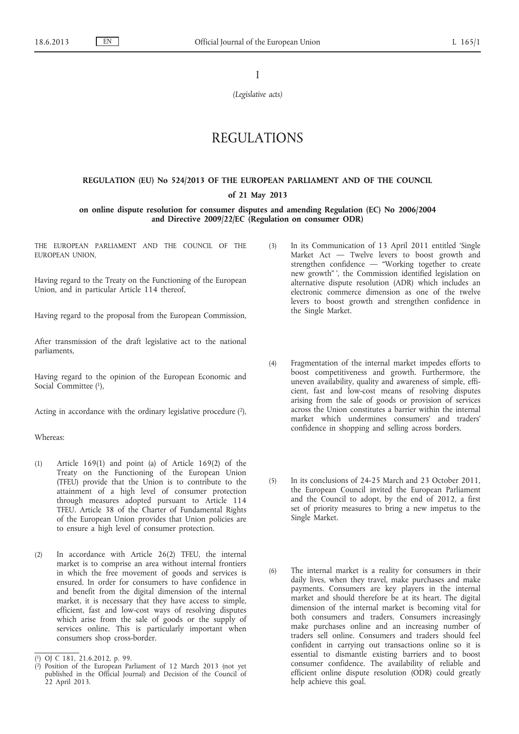I

*(Legislative acts)*

# REGULATIONS

## REGULATION (EU) No 524/2013 OF THE EUROPEAN PARLIAMENT AND OF THE COUNCIL

### of 21 May 2013

### on online dispute resolution for consumer disputes and amending Regulation (EC) No 2006/2004 and Directive 2009/22/EC (Regulation on consumer ODR)

THE EUROPEAN PARLIAMENT AND THE COUNCIL OF THE EUROPEAN UNION,

Having regard to the Treaty on the Functioning of the European Union, and in particular Article 114 thereof,

Having regard to the proposal from the European Commission,

After transmission of the draft legislative act to the national parliaments,

Having regard to the opinion of the European Economic and Social Committee [1],

Acting in accordance with the ordinary legislative procedure [2],

Whereas:

(1) Article 169(1) and point (a) of Article 169(2) of the Treaty on the Functioning of the European Union (TFEU) provide that the Union is to contribute to the attainment of a high level of consumer protection through measures adopted pursuant to Article 114 TFEU. Article 38 of the Charter of Fundamental Rights of the European Union provides that Union policies are to ensure a high level of consumer protection.

(2) In accordance with Article 26(2) TFEU, the internal market is to comprise an area without internal frontiers in which the free movement of goods and services is ensured. In order for consumers to have confidence in and benefit from the digital dimension of the internal market, it is necessary that they have access to simple, efficient, fast and low-cost ways of resolving disputes which arise from the sale of goods or the supply of services online. This is particularly important when consumers shop cross-border.

(3) In its Communication of 13 April 2011 entitled 'Single Market Act — Twelve levers to boost growth and strengthen confidence — "Working together to create new growth" ', the Commission identified legislation on alternative dispute resolution (ADR) which includes an electronic commerce dimension as one of the twelve levers to boost growth and strengthen confidence in the Single Market.

(4) Fragmentation of the internal market impedes efforts to boost competitiveness and growth. Furthermore, the uneven availability, quality and awareness of simple, efficient, fast and low-cost means of resolving disputes arising from the sale of goods or provision of services across the Union constitutes a barrier within the internal market which undermines consumers' and traders' confidence in shopping and selling across borders.

(5) In its conclusions of 24-25 March and 23 October 2011, the European Council invited the European Parliament and the Council to adopt, by the end of 2012, a first set of priority measures to bring a new impetus to the Single Market.

(6) The internal market is a reality for consumers in their daily lives, when they travel, make purchases and make payments. Consumers are key players in the internal market and should therefore be at its heart. The digital dimension of the internal market is becoming vital for both consumers and traders. Consumers increasingly make purchases online and an increasing number of traders sell online. Consumers and traders should feel confident in carrying out transactions online so it is essential to dismantle existing barriers and to boost consumer confidence. The availability of reliable and efficient online dispute resolution (ODR) could greatly help achieve this goal.

---

[1] OJ C 181, 21.6.2012, p. 99.

[2] Position of the European Parliament of 12 March 2013 (not yet published in the Official Journal) and Decision of the Council of 22 April 2013.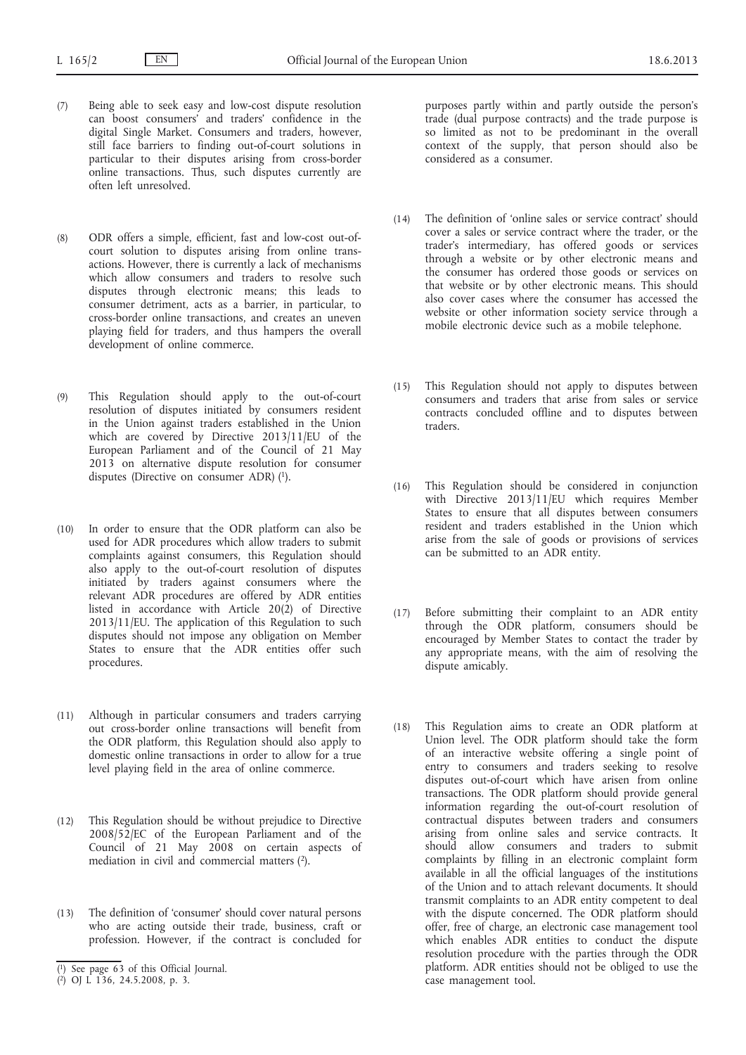(7) Being able to seek easy and low-cost dispute resolution can boost consumers' and traders' confidence in the digital Single Market. Consumers and traders, however, still face barriers to finding out-of-court solutions in particular to their disputes arising from cross-border online transactions. Thus, such disputes currently are often left unresolved.

(8) ODR offers a simple, efficient, fast and low-cost out-of-court solution to disputes arising from online transactions. However, there is currently a lack of mechanisms which allow consumers and traders to resolve such disputes through electronic means; this leads to consumer detriment, acts as a barrier, in particular, to cross-border online transactions, and creates an uneven playing field for traders, and thus hampers the overall development of online commerce.

(9) This Regulation should apply to the out-of-court resolution of disputes initiated by consumers resident in the Union against traders established in the Union which are covered by Directive 2013/11/EU of the European Parliament and of the Council of 21 May 2013 on alternative dispute resolution for consumer disputes (Directive on consumer ADR) [1].

(10) In order to ensure that the ODR platform can also be used for ADR procedures which allow traders to submit complaints against consumers, this Regulation should also apply to the out-of-court resolution of disputes initiated by traders against consumers where the relevant ADR procedures are offered by ADR entities listed in accordance with Article 20(2) of Directive 2013/11/EU. The application of this Regulation to such disputes should not impose any obligation on Member States to ensure that the ADR entities offer such procedures.

(11) Although in particular consumers and traders carrying out cross-border online transactions will benefit from the ODR platform, this Regulation should also apply to domestic online transactions in order to allow for a true level playing field in the area of online commerce.

(12) This Regulation should be without prejudice to Directive 2008/52/EC of the European Parliament and of the Council of 21 May 2008 on certain aspects of mediation in civil and commercial matters [2].

(13) The definition of 'consumer' should cover natural persons who are acting outside their trade, business, craft or profession. However, if the contract is concluded for purposes partly within and partly outside the person's trade (dual purpose contracts) and the trade purpose is so limited as not to be predominant in the overall context of the supply, that person should also be considered as a consumer.

(14) The definition of 'online sales or service contract' should cover a sales or service contract where the trader, or the trader's intermediary, has offered goods or services through a website or by other electronic means and the consumer has ordered those goods or services on that website or by other electronic means. This should also cover cases where the consumer has accessed the website or other information society service through a mobile electronic device such as a mobile telephone.

(15) This Regulation should not apply to disputes between consumers and traders that arise from sales or service contracts concluded offline and to disputes between traders.

(16) This Regulation should be considered in conjunction with Directive 2013/11/EU which requires Member States to ensure that all disputes between consumers resident and traders established in the Union which arise from the sale of goods or provisions of services can be submitted to an ADR entity.

(17) Before submitting their complaint to an ADR entity through the ODR platform, consumers should be encouraged by Member States to contact the trader by any appropriate means, with the aim of resolving the dispute amicably.

(18) This Regulation aims to create an ODR platform at Union level. The ODR platform should take the form of an interactive website offering a single point of entry to consumers and traders seeking to resolve disputes out-of-court which have arisen from online transactions. The ODR platform should provide general information regarding the out-of-court resolution of contractual disputes between traders and consumers arising from online sales and service contracts. It should allow consumers and traders to submit complaints by filling in an electronic complaint form available in all the official languages of the institutions of the Union and to attach relevant documents. It should transmit complaints to an ADR entity competent to deal with the dispute concerned. The ODR platform should offer, free of charge, an electronic case management tool which enables ADR entities to conduct the dispute resolution procedure with the parties through the ODR platform. ADR entities should not be obliged to use the case management tool.

---

[1] See page 63 of this Official Journal.

[2] OJ L 136, 24.5.2008, p. 3.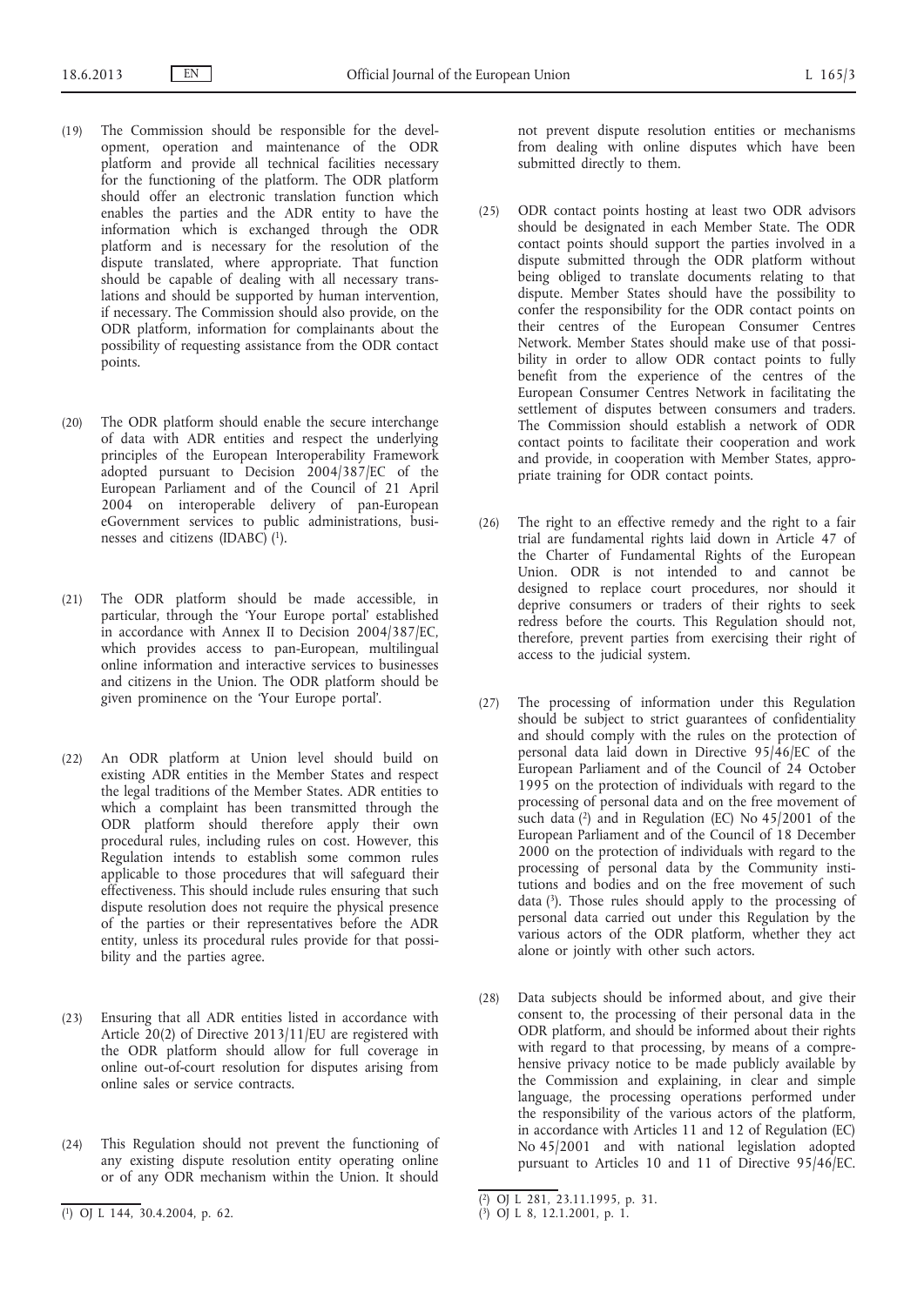(19) The Commission should be responsible for the development, operation and maintenance of the ODR platform and provide all technical facilities necessary for the functioning of the platform. The ODR platform should offer an electronic translation function which enables the parties and the ADR entity to have the information which is exchanged through the ODR platform and is necessary for the resolution of the dispute translated, where appropriate. That function should be capable of dealing with all necessary translations and should be supported by human intervention, if necessary. The Commission should also provide, on the ODR platform, information for complainants about the possibility of requesting assistance from the ODR contact points.

(20) The ODR platform should enable the secure interchange of data with ADR entities and respect the underlying principles of the European Interoperability Framework adopted pursuant to Decision 2004/387/EC of the European Parliament and of the Council of 21 April 2004 on interoperable delivery of pan-European eGovernment services to public administrations, businesses and citizens (IDABC) [1].

(21) The ODR platform should be made accessible, in particular, through the 'Your Europe portal' established in accordance with Annex II to Decision 2004/387/EC, which provides access to pan-European, multilingual online information and interactive services to businesses and citizens in the Union. The ODR platform should be given prominence on the 'Your Europe portal'.

(22) An ODR platform at Union level should build on existing ADR entities in the Member States and respect the legal traditions of the Member States. ADR entities to which a complaint has been transmitted through the ODR platform should therefore apply their own procedural rules, including rules on cost. However, this Regulation intends to establish some common rules applicable to those procedures that will safeguard their effectiveness. This should include rules ensuring that such dispute resolution does not require the physical presence of the parties or their representatives before the ADR entity, unless its procedural rules provide for that possibility and the parties agree.

(23) Ensuring that all ADR entities listed in accordance with Article 20(2) of Directive 2013/11/EU are registered with the ODR platform should allow for full coverage in online out-of-court resolution for disputes arising from online sales or service contracts.

(24) This Regulation should not prevent the functioning of any existing dispute resolution entity operating online or of any ODR mechanism within the Union. It should not prevent dispute resolution entities or mechanisms from dealing with online disputes which have been submitted directly to them.

(25) ODR contact points hosting at least two ODR advisors should be designated in each Member State. The ODR contact points should support the parties involved in a dispute submitted through the ODR platform without being obliged to translate documents relating to that dispute. Member States should have the possibility to confer the responsibility for the ODR contact points on their centres of the European Consumer Centres Network. Member States should make use of that possibility in order to allow ODR contact points to fully benefit from the experience of the centres of the European Consumer Centres Network in facilitating the settlement of disputes between consumers and traders. The Commission should establish a network of ODR contact points to facilitate their cooperation and work and provide, in cooperation with Member States, appropriate training for ODR contact points.

(26) The right to an effective remedy and the right to a fair trial are fundamental rights laid down in Article 47 of the Charter of Fundamental Rights of the European Union. ODR is not intended to and cannot be designed to replace court procedures, nor should it deprive consumers or traders of their rights to seek redress before the courts. This Regulation should not, therefore, prevent parties from exercising their right of access to the judicial system.

(27) The processing of information under this Regulation should be subject to strict guarantees of confidentiality and should comply with the rules on the protection of personal data laid down in Directive 95/46/EC of the European Parliament and of the Council of 24 October 1995 on the protection of individuals with regard to the processing of personal data and on the free movement of such data [2] and in Regulation (EC) No 45/2001 of the European Parliament and of the Council of 18 December 2000 on the protection of individuals with regard to the processing of personal data by the Community institutions and bodies and on the free movement of such data [3]. Those rules should apply to the processing of personal data carried out under this Regulation by the various actors of the ODR platform, whether they act alone or jointly with other such actors.

(28) Data subjects should be informed about, and give their consent to, the processing of their personal data in the ODR platform, and should be informed about their rights with regard to that processing, by means of a comprehensive privacy notice to be made publicly available by the Commission and explaining, in clear and simple language, the processing operations performed under the responsibility of the various actors of the platform, in accordance with Articles 11 and 12 of Regulation (EC) No 45/2001 and with national legislation adopted pursuant to Articles 10 and 11 of Directive 95/46/EC.

---

[1] OJ L 144, 30.4.2004, p. 62.

[2] OJ L 281, 23.11.1995, p. 31.

[3] OJ L 8, 12.1.2001, p. 1.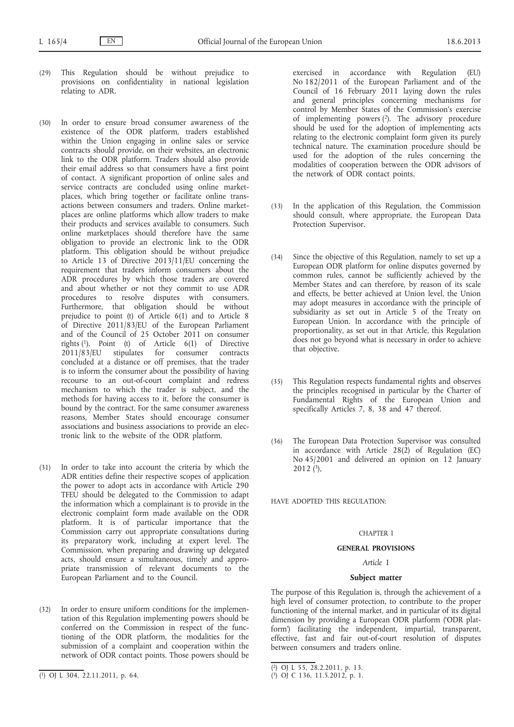(29) This Regulation should be without prejudice to provisions on confidentiality in national legislation relating to ADR.

(30) In order to ensure broad consumer awareness of the existence of the ODR platform, traders established within the Union engaging in online sales or service contracts should provide, on their websites, an electronic link to the ODR platform. Traders should also provide their email address so that consumers have a first point of contact. A significant proportion of online sales and service contracts are concluded using online marketplaces, which bring together or facilitate online transactions between consumers and traders. Online marketplaces are online platforms which allow traders to make their products and services available to consumers. Such online marketplaces should therefore have the same obligation to provide an electronic link to the ODR platform. This obligation should be without prejudice to Article 13 of Directive 2013/11/EU concerning the requirement that traders inform consumers about the ADR procedures by which those traders are covered and about whether or not they commit to use ADR procedures to resolve disputes with consumers. Furthermore, that obligation should be without prejudice to point (t) of Article 6(1) and to Article 8 of Directive 2011/83/EU of the European Parliament and of the Council of 25 October 2011 on consumer rights [1]. Point (t) of Article 6(1) of Directive 2011/83/EU stipulates for consumer contracts concluded at a distance or off premises, that the trader is to inform the consumer about the possibility of having recourse to an out-of-court complaint and redress mechanism to which the trader is subject, and the methods for having access to it, before the consumer is bound by the contract. For the same consumer awareness reasons, Member States should encourage consumer associations and business associations to provide an electronic link to the website of the ODR platform.

(31) In order to take into account the criteria by which the ADR entities define their respective scopes of application the power to adopt acts in accordance with Article 290 TFEU should be delegated to the Commission to adapt the information which a complainant is to provide in the electronic complaint form made available on the ODR platform. It is of particular importance that the Commission carry out appropriate consultations during its preparatory work, including at expert level. The Commission, when preparing and drawing up delegated acts, should ensure a simultaneous, timely and appropriate transmission of relevant documents to the European Parliament and to the Council.

(32) In order to ensure uniform conditions for the implementation of this Regulation implementing powers should be conferred on the Commission in respect of the functioning of the ODR platform, the modalities for the submission of a complaint and cooperation within the network of ODR contact points. Those powers should be exercised in accordance with Regulation (EU) No 182/2011 of the European Parliament and of the Council of 16 February 2011 laying down the rules and general principles concerning mechanisms for control by Member States of the Commission's exercise of implementing powers [2]. The advisory procedure should be used for the adoption of implementing acts relating to the electronic complaint form given its purely technical nature. The examination procedure should be used for the adoption of the rules concerning the modalities of cooperation between the ODR advisors of the network of ODR contact points.

(33) In the application of this Regulation, the Commission should consult, where appropriate, the European Data Protection Supervisor.

(34) Since the objective of this Regulation, namely to set up a European ODR platform for online disputes governed by common rules, cannot be sufficiently achieved by the Member States and can therefore, by reason of its scale and effects, be better achieved at Union level, the Union may adopt measures in accordance with the principle of subsidiarity as set out in Article 5 of the Treaty on European Union. In accordance with the principle of proportionality, as set out in that Article, this Regulation does not go beyond what is necessary in order to achieve that objective.

(35) This Regulation respects fundamental rights and observes the principles recognised in particular by the Charter of Fundamental Rights of the European Union and specifically Articles 7, 8, 38 and 47 thereof.

(36) The European Data Protection Supervisor was consulted in accordance with Article 28(2) of Regulation (EC) No 45/2001 and delivered an opinion on 12 January 2012 [3],

HAVE ADOPTED THIS REGULATION:

## CHAPTER I

## GENERAL PROVISIONS

### *Article 1*

### Subject matter

The purpose of this Regulation is, through the achievement of a high level of consumer protection, to contribute to the proper functioning of the internal market, and in particular of its digital dimension by providing a European ODR platform ('ODR platform') facilitating the independent, impartial, transparent, effective, fast and fair out-of-court resolution of disputes between consumers and traders online.

---

[1] OJ L 304, 22.11.2011, p. 64.

[2] OJ L 55, 28.2.2011, p. 13.

[3] OJ C 136, 11.5.2012, p. 1.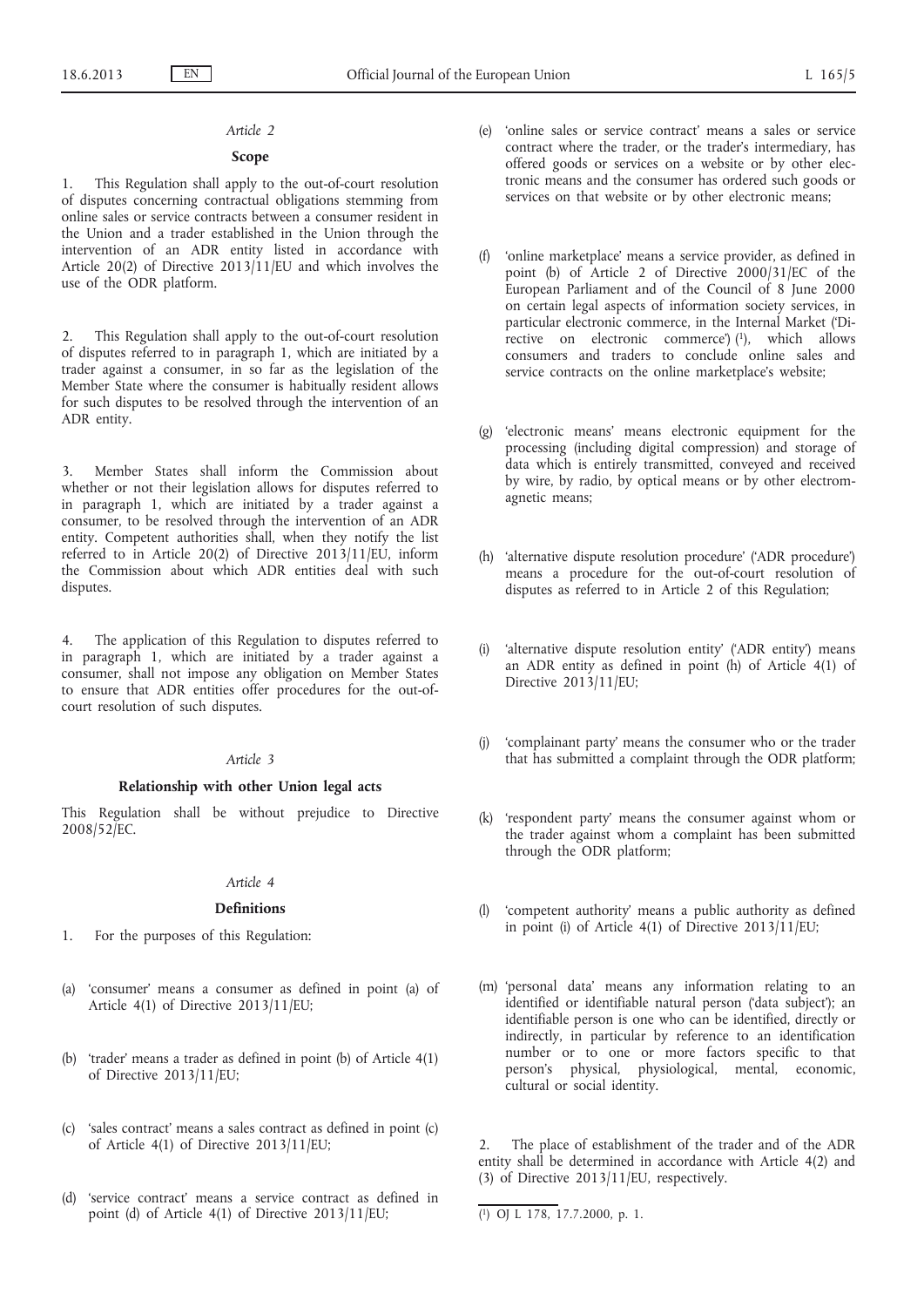*Article 2*

**Scope**

1. This Regulation shall apply to the out-of-court resolution of disputes concerning contractual obligations stemming from online sales or service contracts between a consumer resident in the Union and a trader established in the Union through the intervention of an ADR entity listed in accordance with Article 20(2) of Directive 2013/11/EU and which involves the use of the ODR platform.

2. This Regulation shall apply to the out-of-court resolution of disputes referred to in paragraph 1, which are initiated by a trader against a consumer, in so far as the legislation of the Member State where the consumer is habitually resident allows for such disputes to be resolved through the intervention of an ADR entity.

3. Member States shall inform the Commission about whether or not their legislation allows for disputes referred to in paragraph 1, which are initiated by a trader against a consumer, to be resolved through the intervention of an ADR entity. Competent authorities shall, when they notify the list referred to in Article 20(2) of Directive 2013/11/EU, inform the Commission about which ADR entities deal with such disputes.

4. The application of this Regulation to disputes referred to in paragraph 1, which are initiated by a trader against a consumer, shall not impose any obligation on Member States to ensure that ADR entities offer procedures for the out-of-court resolution of such disputes.

*Article 3*

**Relationship with other Union legal acts**

This Regulation shall be without prejudice to Directive 2008/52/EC.

*Article 4*

**Definitions**

1. For the purposes of this Regulation:

(a) 'consumer' means a consumer as defined in point (a) of Article 4(1) of Directive 2013/11/EU;

(b) 'trader' means a trader as defined in point (b) of Article 4(1) of Directive 2013/11/EU;

(c) 'sales contract' means a sales contract as defined in point (c) of Article 4(1) of Directive 2013/11/EU;

(d) 'service contract' means a service contract as defined in point (d) of Article 4(1) of Directive 2013/11/EU;

(e) 'online sales or service contract' means a sales or service contract where the trader, or the trader's intermediary, has offered goods or services on a website or by other electronic means and the consumer has ordered such goods or services on that website or by other electronic means;

(f) 'online marketplace' means a service provider, as defined in point (b) of Article 2 of Directive 2000/31/EC of the European Parliament and of the Council of 8 June 2000 on certain legal aspects of information society services, in particular electronic commerce, in the Internal Market ('Directive on electronic commerce') [1], which allows consumers and traders to conclude online sales and service contracts on the online marketplace's website;

(g) 'electronic means' means electronic equipment for the processing (including digital compression) and storage of data which is entirely transmitted, conveyed and received by wire, by radio, by optical means or by other electromagnetic means;

(h) 'alternative dispute resolution procedure' ('ADR procedure') means a procedure for the out-of-court resolution of disputes as referred to in Article 2 of this Regulation;

(i) 'alternative dispute resolution entity' ('ADR entity') means an ADR entity as defined in point (h) of Article 4(1) of Directive 2013/11/EU;

(j) 'complainant party' means the consumer who or the trader that has submitted a complaint through the ODR platform;

(k) 'respondent party' means the consumer against whom or the trader against whom a complaint has been submitted through the ODR platform;

(l) 'competent authority' means a public authority as defined in point (i) of Article 4(1) of Directive 2013/11/EU;

(m) 'personal data' means any information relating to an identified or identifiable natural person ('data subject'); an identifiable person is one who can be identified, directly or indirectly, in particular by reference to an identification number or to one or more factors specific to that person's physical, physiological, mental, economic, cultural or social identity.

2. The place of establishment of the trader and of the ADR entity shall be determined in accordance with Article 4(2) and (3) of Directive 2013/11/EU, respectively.

---

[1] OJ L 178, 17.7.2000, p. 1.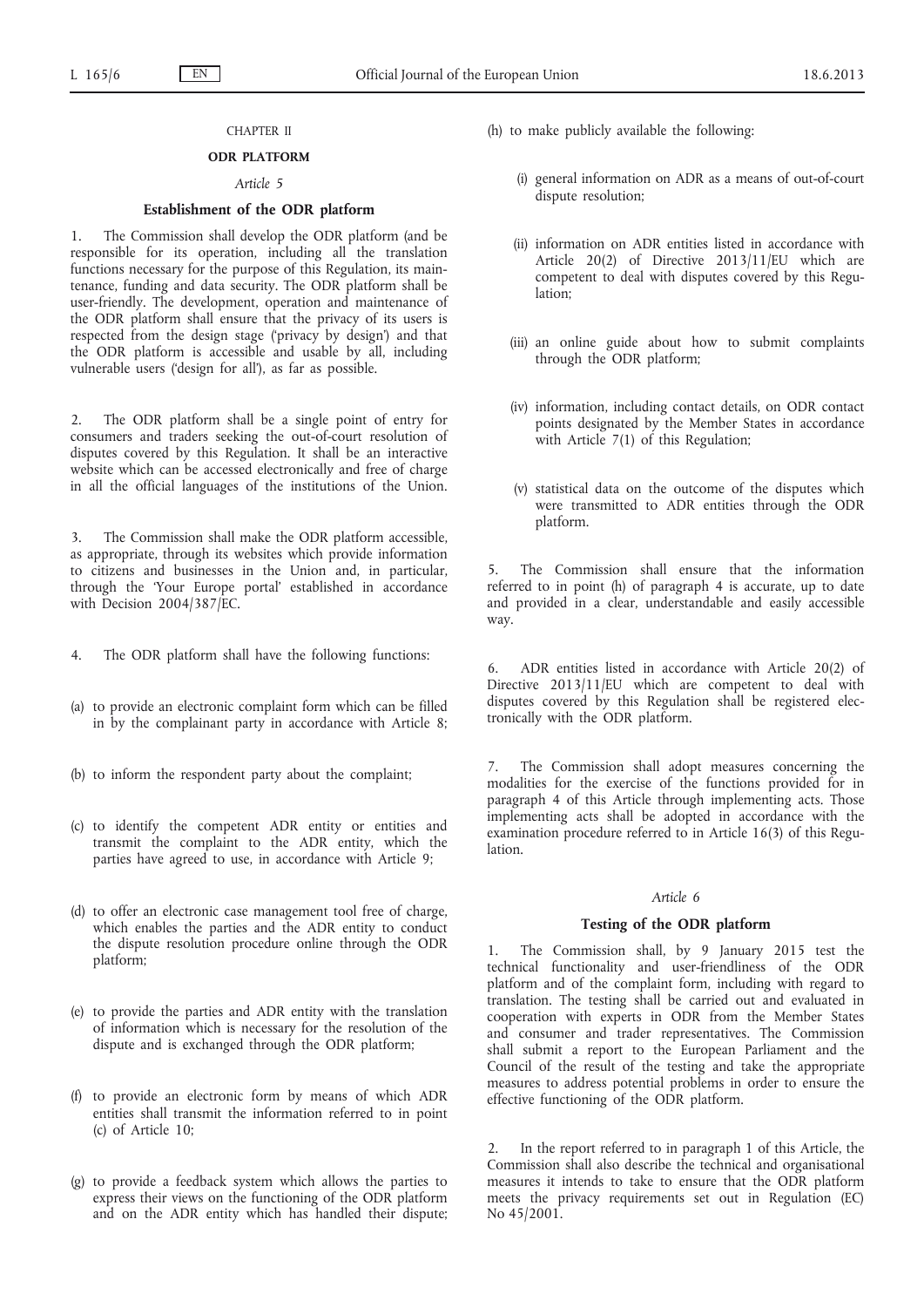## CHAPTER II

## ODR PLATFORM

### *Article 5*

### Establishment of the ODR platform

1. The Commission shall develop the ODR platform (and be responsible for its operation, including all the translation functions necessary for the purpose of this Regulation, its maintenance, funding and data security. The ODR platform shall be user-friendly. The development, operation and maintenance of the ODR platform shall ensure that the privacy of its users is respected from the design stage ('privacy by design') and that the ODR platform is accessible and usable by all, including vulnerable users ('design for all'), as far as possible.

2. The ODR platform shall be a single point of entry for consumers and traders seeking the out-of-court resolution of disputes covered by this Regulation. It shall be an interactive website which can be accessed electronically and free of charge in all the official languages of the institutions of the Union.

3. The Commission shall make the ODR platform accessible, as appropriate, through its websites which provide information to citizens and businesses in the Union and, in particular, through the 'Your Europe portal' established in accordance with Decision 2004/387/EC.

4. The ODR platform shall have the following functions:

(a) to provide an electronic complaint form which can be filled in by the complainant party in accordance with Article 8;

(b) to inform the respondent party about the complaint;

(c) to identify the competent ADR entity or entities and transmit the complaint to the ADR entity, which the parties have agreed to use, in accordance with Article 9;

(d) to offer an electronic case management tool free of charge, which enables the parties and the ADR entity to conduct the dispute resolution procedure online through the ODR platform;

(e) to provide the parties and ADR entity with the translation of information which is necessary for the resolution of the dispute and is exchanged through the ODR platform;

(f) to provide an electronic form by means of which ADR entities shall transmit the information referred to in point (c) of Article 10;

(g) to provide a feedback system which allows the parties to express their views on the functioning of the ODR platform and on the ADR entity which has handled their dispute;

(h) to make publicly available the following:

(i) general information on ADR as a means of out-of-court dispute resolution;

(ii) information on ADR entities listed in accordance with Article 20(2) of Directive 2013/11/EU which are competent to deal with disputes covered by this Regulation;

(iii) an online guide about how to submit complaints through the ODR platform;

(iv) information, including contact details, on ODR contact points designated by the Member States in accordance with Article 7(1) of this Regulation;

(v) statistical data on the outcome of the disputes which were transmitted to ADR entities through the ODR platform.

5. The Commission shall ensure that the information referred to in point (h) of paragraph 4 is accurate, up to date and provided in a clear, understandable and easily accessible way.

6. ADR entities listed in accordance with Article 20(2) of Directive 2013/11/EU which are competent to deal with disputes covered by this Regulation shall be registered electronically with the ODR platform.

7. The Commission shall adopt measures concerning the modalities for the exercise of the functions provided for in paragraph 4 of this Article through implementing acts. Those implementing acts shall be adopted in accordance with the examination procedure referred to in Article 16(3) of this Regulation.

### *Article 6*

### Testing of the ODR platform

1. The Commission shall, by 9 January 2015 test the technical functionality and user-friendliness of the ODR platform and of the complaint form, including with regard to translation. The testing shall be carried out and evaluated in cooperation with experts in ODR from the Member States and consumer and trader representatives. The Commission shall submit a report to the European Parliament and the Council of the result of the testing and take the appropriate measures to address potential problems in order to ensure the effective functioning of the ODR platform.

2. In the report referred to in paragraph 1 of this Article, the Commission shall also describe the technical and organisational measures it intends to take to ensure that the ODR platform meets the privacy requirements set out in Regulation (EC) No 45/2001.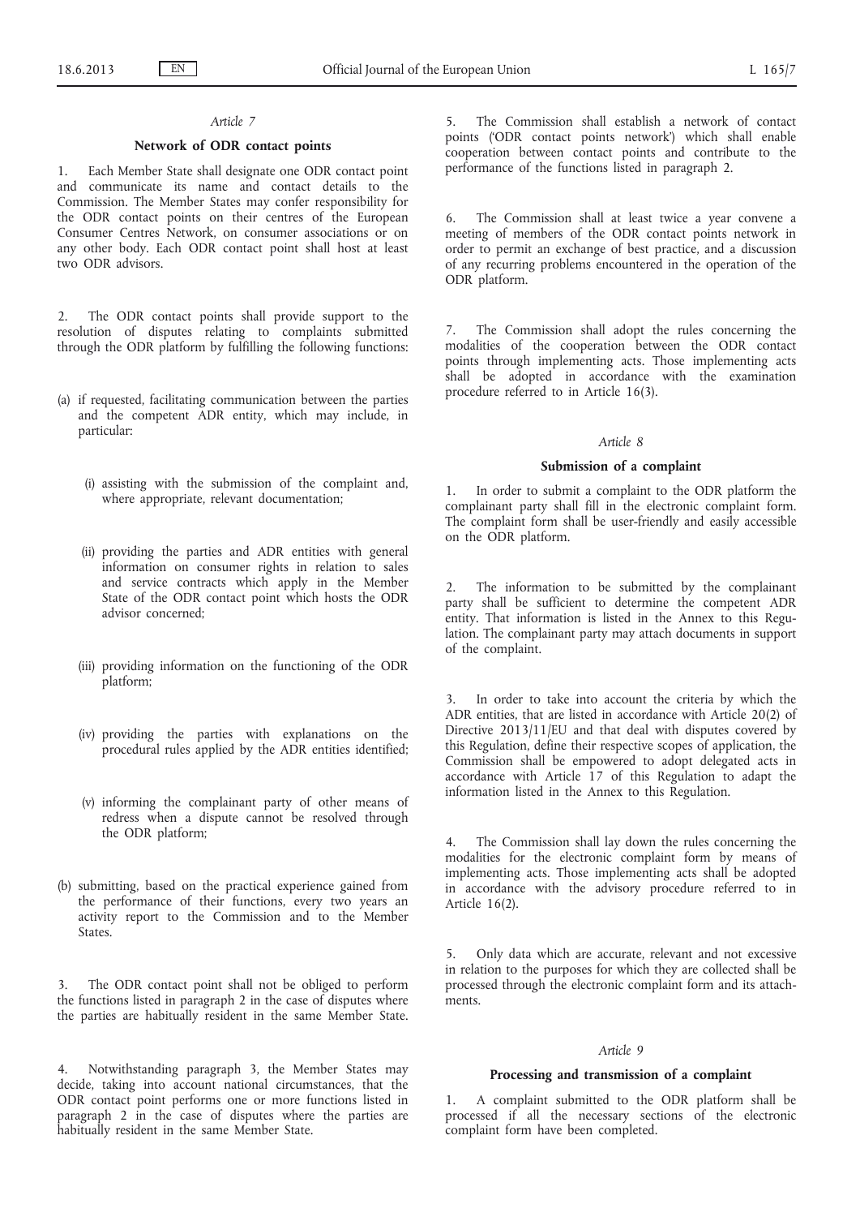*Article 7*

**Network of ODR contact points**

1. Each Member State shall designate one ODR contact point and communicate its name and contact details to the Commission. The Member States may confer responsibility for the ODR contact points on their centres of the European Consumer Centres Network, on consumer associations or on any other body. Each ODR contact point shall host at least two ODR advisors.

2. The ODR contact points shall provide support to the resolution of disputes relating to complaints submitted through the ODR platform by fulfilling the following functions:

(a) if requested, facilitating communication between the parties and the competent ADR entity, which may include, in particular:

   (i) assisting with the submission of the complaint and, where appropriate, relevant documentation;

   (ii) providing the parties and ADR entities with general information on consumer rights in relation to sales and service contracts which apply in the Member State of the ODR contact point which hosts the ODR advisor concerned;

   (iii) providing information on the functioning of the ODR platform;

   (iv) providing the parties with explanations on the procedural rules applied by the ADR entities identified;

   (v) informing the complainant party of other means of redress when a dispute cannot be resolved through the ODR platform;

(b) submitting, based on the practical experience gained from the performance of their functions, every two years an activity report to the Commission and to the Member States.

3. The ODR contact point shall not be obliged to perform the functions listed in paragraph 2 in the case of disputes where the parties are habitually resident in the same Member State.

4. Notwithstanding paragraph 3, the Member States may decide, taking into account national circumstances, that the ODR contact point performs one or more functions listed in paragraph 2 in the case of disputes where the parties are habitually resident in the same Member State.

5. The Commission shall establish a network of contact points ('ODR contact points network') which shall enable cooperation between contact points and contribute to the performance of the functions listed in paragraph 2.

6. The Commission shall at least twice a year convene a meeting of members of the ODR contact points network in order to permit an exchange of best practice, and a discussion of any recurring problems encountered in the operation of the ODR platform.

7. The Commission shall adopt the rules concerning the modalities of the cooperation between the ODR contact points through implementing acts. Those implementing acts shall be adopted in accordance with the examination procedure referred to in Article 16(3).

*Article 8*

**Submission of a complaint**

1. In order to submit a complaint to the ODR platform the complainant party shall fill in the electronic complaint form. The complaint form shall be user-friendly and easily accessible on the ODR platform.

2. The information to be submitted by the complainant party shall be sufficient to determine the competent ADR entity. That information is listed in the Annex to this Regulation. The complainant party may attach documents in support of the complaint.

3. In order to take into account the criteria by which the ADR entities, that are listed in accordance with Article 20(2) of Directive 2013/11/EU and that deal with disputes covered by this Regulation, define their respective scopes of application, the Commission shall be empowered to adopt delegated acts in accordance with Article 17 of this Regulation to adapt the information listed in the Annex to this Regulation.

4. The Commission shall lay down the rules concerning the modalities for the electronic complaint form by means of implementing acts. Those implementing acts shall be adopted in accordance with the advisory procedure referred to in Article 16(2).

5. Only data which are accurate, relevant and not excessive in relation to the purposes for which they are collected shall be processed through the electronic complaint form and its attachments.

*Article 9*

**Processing and transmission of a complaint**

1. A complaint submitted to the ODR platform shall be processed if all the necessary sections of the electronic complaint form have been completed.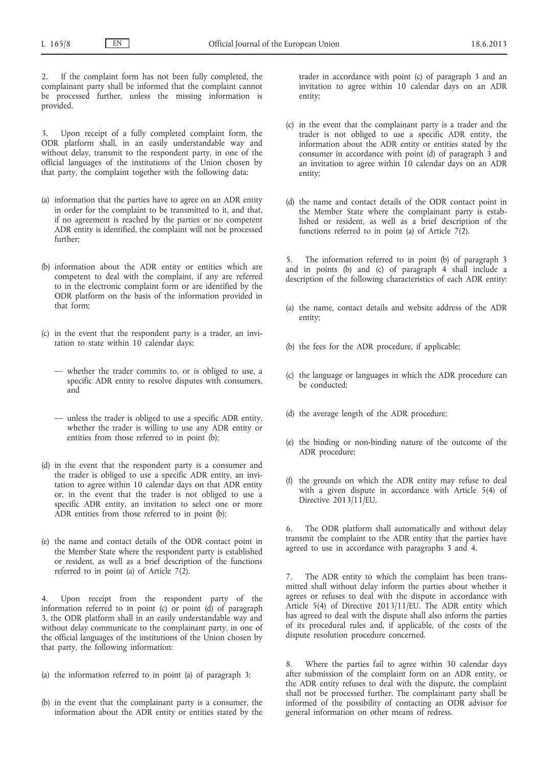2. If the complaint form has not been fully completed, the complainant party shall be informed that the complaint cannot be processed further, unless the missing information is provided.

3. Upon receipt of a fully completed complaint form, the ODR platform shall, in an easily understandable way and without delay, transmit to the respondent party, in one of the official languages of the institutions of the Union chosen by that party, the complaint together with the following data:

(a) information that the parties have to agree on an ADR entity in order for the complaint to be transmitted to it, and that, if no agreement is reached by the parties or no competent ADR entity is identified, the complaint will not be processed further;

(b) information about the ADR entity or entities which are competent to deal with the complaint, if any are referred to in the electronic complaint form or are identified by the ODR platform on the basis of the information provided in that form;

(c) in the event that the respondent party is a trader, an invitation to state within 10 calendar days:

— whether the trader commits to, or is obliged to use, a specific ADR entity to resolve disputes with consumers, and

— unless the trader is obliged to use a specific ADR entity, whether the trader is willing to use any ADR entity or entities from those referred to in point (b);

(d) in the event that the respondent party is a consumer and the trader is obliged to use a specific ADR entity, an invitation to agree within 10 calendar days on that ADR entity or, in the event that the trader is not obliged to use a specific ADR entity, an invitation to select one or more ADR entities from those referred to in point (b);

(e) the name and contact details of the ODR contact point in the Member State where the respondent party is established or resident, as well as a brief description of the functions referred to in point (a) of Article 7(2).

4. Upon receipt from the respondent party of the information referred to in point (c) or point (d) of paragraph 3, the ODR platform shall in an easily understandable way and without delay communicate to the complainant party, in one of the official languages of the institutions of the Union chosen by that party, the following information:

(a) the information referred to in point (a) of paragraph 3;

(b) in the event that the complainant party is a consumer, the information about the ADR entity or entities stated by the trader in accordance with point (c) of paragraph 3 and an invitation to agree within 10 calendar days on an ADR entity;

(c) in the event that the complainant party is a trader and the trader is not obliged to use a specific ADR entity, the information about the ADR entity or entities stated by the consumer in accordance with point (d) of paragraph 3 and an invitation to agree within 10 calendar days on an ADR entity;

(d) the name and contact details of the ODR contact point in the Member State where the complainant party is established or resident, as well as a brief description of the functions referred to in point (a) of Article 7(2).

5. The information referred to in point (b) of paragraph 3 and in points (b) and (c) of paragraph 4 shall include a description of the following characteristics of each ADR entity:

(a) the name, contact details and website address of the ADR entity;

(b) the fees for the ADR procedure, if applicable;

(c) the language or languages in which the ADR procedure can be conducted;

(d) the average length of the ADR procedure;

(e) the binding or non-binding nature of the outcome of the ADR procedure;

(f) the grounds on which the ADR entity may refuse to deal with a given dispute in accordance with Article 5(4) of Directive 2013/11/EU.

6. The ODR platform shall automatically and without delay transmit the complaint to the ADR entity that the parties have agreed to use in accordance with paragraphs 3 and 4.

7. The ADR entity to which the complaint has been transmitted shall without delay inform the parties about whether it agrees or refuses to deal with the dispute in accordance with Article 5(4) of Directive 2013/11/EU. The ADR entity which has agreed to deal with the dispute shall also inform the parties of its procedural rules and, if applicable, of the costs of the dispute resolution procedure concerned.

8. Where the parties fail to agree within 30 calendar days after submission of the complaint form on an ADR entity, or the ADR entity refuses to deal with the dispute, the complaint shall not be processed further. The complainant party shall be informed of the possibility of contacting an ODR advisor for general information on other means of redress.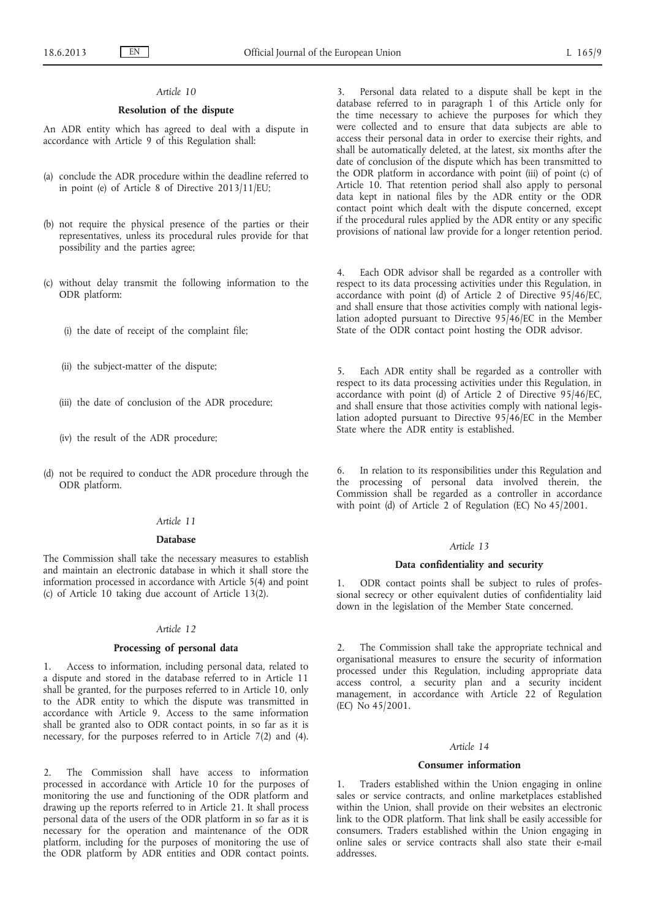### *Article 10*

#### Resolution of the dispute

An ADR entity which has agreed to deal with a dispute in accordance with Article 9 of this Regulation shall:

(a) conclude the ADR procedure within the deadline referred to in point (e) of Article 8 of Directive 2013/11/EU;

(b) not require the physical presence of the parties or their representatives, unless its procedural rules provide for that possibility and the parties agree;

(c) without delay transmit the following information to the ODR platform:

  (i) the date of receipt of the complaint file;

  (ii) the subject-matter of the dispute;

  (iii) the date of conclusion of the ADR procedure;

  (iv) the result of the ADR procedure;

(d) not be required to conduct the ADR procedure through the ODR platform.

### *Article 11*

#### Database

The Commission shall take the necessary measures to establish and maintain an electronic database in which it shall store the information processed in accordance with Article 5(4) and point (c) of Article 10 taking due account of Article 13(2).

### *Article 12*

#### Processing of personal data

1. Access to information, including personal data, related to a dispute and stored in the database referred to in Article 11 shall be granted, for the purposes referred to in Article 10, only to the ADR entity to which the dispute was transmitted in accordance with Article 9. Access to the same information shall be granted also to ODR contact points, in so far as it is necessary, for the purposes referred to in Article 7(2) and (4).

2. The Commission shall have access to information processed in accordance with Article 10 for the purposes of monitoring the use and functioning of the ODR platform and drawing up the reports referred to in Article 21. It shall process personal data of the users of the ODR platform in so far as it is necessary for the operation and maintenance of the ODR platform, including for the purposes of monitoring the use of the ODR platform by ADR entities and ODR contact points.

3. Personal data related to a dispute shall be kept in the database referred to in paragraph 1 of this Article only for the time necessary to achieve the purposes for which they were collected and to ensure that data subjects are able to access their personal data in order to exercise their rights, and shall be automatically deleted, at the latest, six months after the date of conclusion of the dispute which has been transmitted to the ODR platform in accordance with point (iii) of point (c) of Article 10. That retention period shall also apply to personal data kept in national files by the ADR entity or the ODR contact point which dealt with the dispute concerned, except if the procedural rules applied by the ADR entity or any specific provisions of national law provide for a longer retention period.

4. Each ODR advisor shall be regarded as a controller with respect to its data processing activities under this Regulation, in accordance with point (d) of Article 2 of Directive 95/46/EC, and shall ensure that those activities comply with national legislation adopted pursuant to Directive 95/46/EC in the Member State of the ODR contact point hosting the ODR advisor.

5. Each ADR entity shall be regarded as a controller with respect to its data processing activities under this Regulation, in accordance with point (d) of Article 2 of Directive 95/46/EC, and shall ensure that those activities comply with national legislation adopted pursuant to Directive 95/46/EC in the Member State where the ADR entity is established.

6. In relation to its responsibilities under this Regulation and the processing of personal data involved therein, the Commission shall be regarded as a controller in accordance with point (d) of Article 2 of Regulation (EC) No 45/2001.

### *Article 13*

#### Data confidentiality and security

1. ODR contact points shall be subject to rules of professional secrecy or other equivalent duties of confidentiality laid down in the legislation of the Member State concerned.

2. The Commission shall take the appropriate technical and organisational measures to ensure the security of information processed under this Regulation, including appropriate data access control, a security plan and a security incident management, in accordance with Article 22 of Regulation (EC) No 45/2001.

### *Article 14*

#### Consumer information

1. Traders established within the Union engaging in online sales or service contracts, and online marketplaces established within the Union, shall provide on their websites an electronic link to the ODR platform. That link shall be easily accessible for consumers. Traders established within the Union engaging in online sales or service contracts shall also state their e-mail addresses.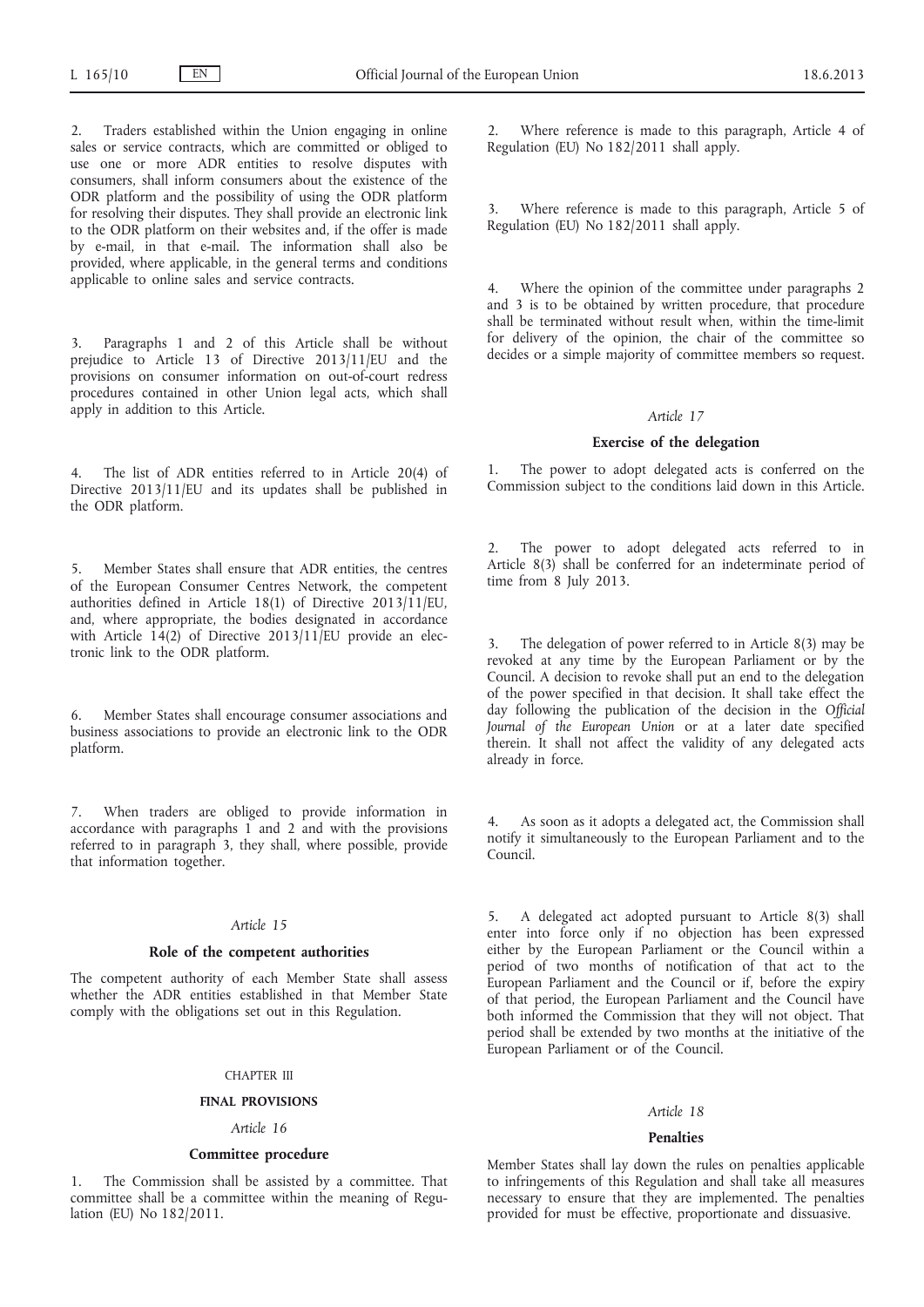2. Traders established within the Union engaging in online sales or service contracts, which are committed or obliged to use one or more ADR entities to resolve disputes with consumers, shall inform consumers about the existence of the ODR platform and the possibility of using the ODR platform for resolving their disputes. They shall provide an electronic link to the ODR platform on their websites and, if the offer is made by e-mail, in that e-mail. The information shall also be provided, where applicable, in the general terms and conditions applicable to online sales and service contracts.

3. Paragraphs 1 and 2 of this Article shall be without prejudice to Article 13 of Directive 2013/11/EU and the provisions on consumer information on out-of-court redress procedures contained in other Union legal acts, which shall apply in addition to this Article.

4. The list of ADR entities referred to in Article 20(4) of Directive 2013/11/EU and its updates shall be published in the ODR platform.

5. Member States shall ensure that ADR entities, the centres of the European Consumer Centres Network, the competent authorities defined in Article 18(1) of Directive 2013/11/EU, and, where appropriate, the bodies designated in accordance with Article 14(2) of Directive 2013/11/EU provide an electronic link to the ODR platform.

6. Member States shall encourage consumer associations and business associations to provide an electronic link to the ODR platform.

7. When traders are obliged to provide information in accordance with paragraphs 1 and 2 and with the provisions referred to in paragraph 3, they shall, where possible, provide that information together.

*Article 15*

**Role of the competent authorities**

The competent authority of each Member State shall assess whether the ADR entities established in that Member State comply with the obligations set out in this Regulation.

CHAPTER III

**FINAL PROVISIONS**

*Article 16*

**Committee procedure**

1. The Commission shall be assisted by a committee. That committee shall be a committee within the meaning of Regulation (EU) No 182/2011.

2. Where reference is made to this paragraph, Article 4 of Regulation (EU) No 182/2011 shall apply.

3. Where reference is made to this paragraph, Article 5 of Regulation (EU) No 182/2011 shall apply.

4. Where the opinion of the committee under paragraphs 2 and 3 is to be obtained by written procedure, that procedure shall be terminated without result when, within the time-limit for delivery of the opinion, the chair of the committee so decides or a simple majority of committee members so request.

*Article 17*

**Exercise of the delegation**

1. The power to adopt delegated acts is conferred on the Commission subject to the conditions laid down in this Article.

2. The power to adopt delegated acts referred to in Article 8(3) shall be conferred for an indeterminate period of time from 8 July 2013.

3. The delegation of power referred to in Article 8(3) may be revoked at any time by the European Parliament or by the Council. A decision to revoke shall put an end to the delegation of the power specified in that decision. It shall take effect the day following the publication of the decision in the *Official Journal of the European Union* or at a later date specified therein. It shall not affect the validity of any delegated acts already in force.

4. As soon as it adopts a delegated act, the Commission shall notify it simultaneously to the European Parliament and to the Council.

5. A delegated act adopted pursuant to Article 8(3) shall enter into force only if no objection has been expressed either by the European Parliament or the Council within a period of two months of notification of that act to the European Parliament and the Council or if, before the expiry of that period, the European Parliament and the Council have both informed the Commission that they will not object. That period shall be extended by two months at the initiative of the European Parliament or of the Council.

*Article 18*

**Penalties**

Member States shall lay down the rules on penalties applicable to infringements of this Regulation and shall take all measures necessary to ensure that they are implemented. The penalties provided for must be effective, proportionate and dissuasive.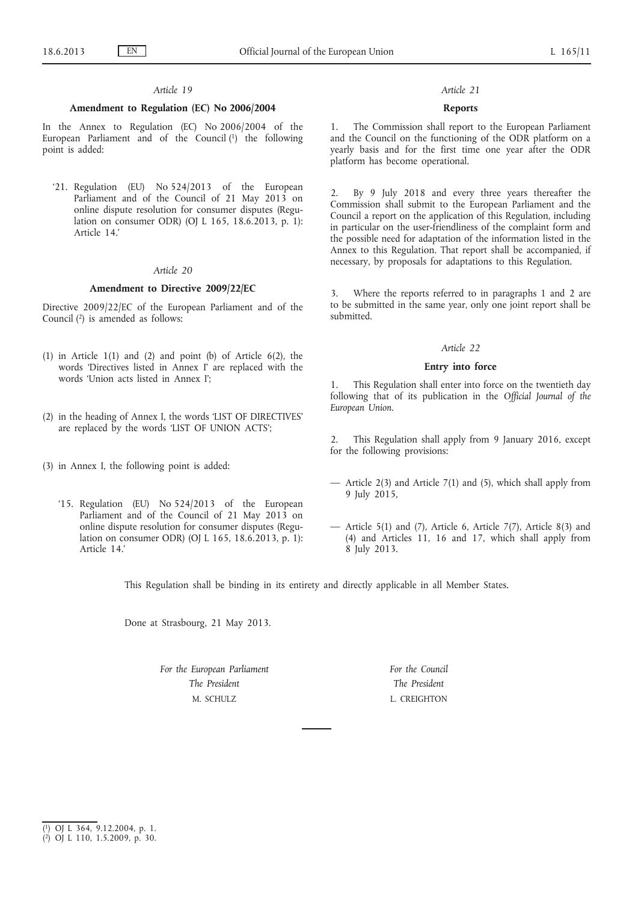*Article 19*

**Amendment to Regulation (EC) No 2006/2004**

In the Annex to Regulation (EC) No 2006/2004 of the European Parliament and of the Council [1] the following point is added:

'21. Regulation (EU) No 524/2013 of the European Parliament and of the Council of 21 May 2013 on online dispute resolution for consumer disputes (Regulation on consumer ODR) (OJ L 165, 18.6.2013, p. 1): Article 14.'

*Article 20*

**Amendment to Directive 2009/22/EC**

Directive 2009/22/EC of the European Parliament and of the Council [2] is amended as follows:

(1) in Article 1(1) and (2) and point (b) of Article 6(2), the words 'Directives listed in Annex I' are replaced with the words 'Union acts listed in Annex I';

(2) in the heading of Annex I, the words 'LIST OF DIRECTIVES' are replaced by the words 'LIST OF UNION ACTS';

(3) in Annex I, the following point is added:

'15. Regulation (EU) No 524/2013 of the European Parliament and of the Council of 21 May 2013 on online dispute resolution for consumer disputes (Regulation on consumer ODR) (OJ L 165, 18.6.2013, p. 1): Article 14.'

*Article 21*

**Reports**

1. The Commission shall report to the European Parliament and the Council on the functioning of the ODR platform on a yearly basis and for the first time one year after the ODR platform has become operational.

2. By 9 July 2018 and every three years thereafter the Commission shall submit to the European Parliament and the Council a report on the application of this Regulation, including in particular on the user-friendliness of the complaint form and the possible need for adaptation of the information listed in the Annex to this Regulation. That report shall be accompanied, if necessary, by proposals for adaptations to this Regulation.

3. Where the reports referred to in paragraphs 1 and 2 are to be submitted in the same year, only one joint report shall be submitted.

*Article 22*

**Entry into force**

1. This Regulation shall enter into force on the twentieth day following that of its publication in the *Official Journal of the European Union*.

2. This Regulation shall apply from 9 January 2016, except for the following provisions:

— Article 2(3) and Article 7(1) and (5), which shall apply from 9 July 2015,

— Article 5(1) and (7), Article 6, Article 7(7), Article 8(3) and (4) and Articles 11, 16 and 17, which shall apply from 8 July 2013.

This Regulation shall be binding in its entirety and directly applicable in all Member States.

Done at Strasbourg, 21 May 2013.

*For the European Parliament*
*The President*
M. SCHULZ

*For the Council*
*The President*
L. CREIGHTON

---

[1] OJ L 364, 9.12.2004, p. 1.

[2] OJ L 110, 1.5.2009, p. 30.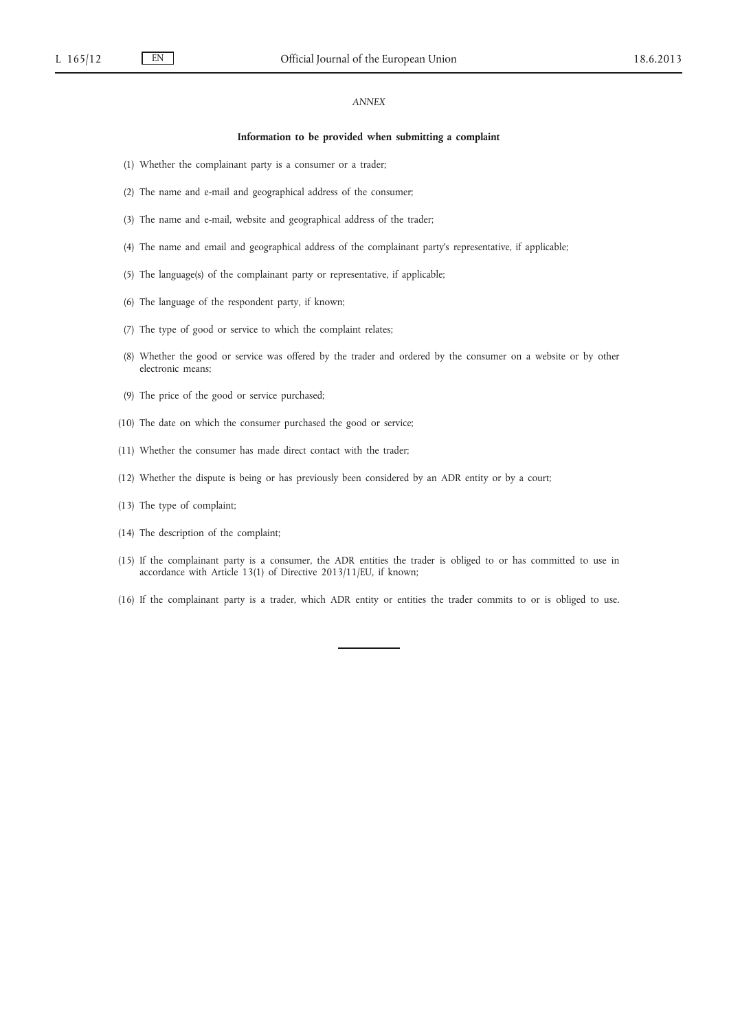*ANNEX*

**Information to be provided when submitting a complaint**

(1) Whether the complainant party is a consumer or a trader;

(2) The name and e-mail and geographical address of the consumer;

(3) The name and e-mail, website and geographical address of the trader;

(4) The name and email and geographical address of the complainant party's representative, if applicable;

(5) The language(s) of the complainant party or representative, if applicable;

(6) The language of the respondent party, if known;

(7) The type of good or service to which the complaint relates;

(8) Whether the good or service was offered by the trader and ordered by the consumer on a website or by other electronic means;

(9) The price of the good or service purchased;

(10) The date on which the consumer purchased the good or service;

(11) Whether the consumer has made direct contact with the trader;

(12) Whether the dispute is being or has previously been considered by an ADR entity or by a court;

(13) The type of complaint;

(14) The description of the complaint;

(15) If the complainant party is a consumer, the ADR entities the trader is obliged to or has committed to use in accordance with Article 13(1) of Directive 2013/11/EU, if known;

(16) If the complainant party is a trader, which ADR entity or entities the trader commits to or is obliged to use.